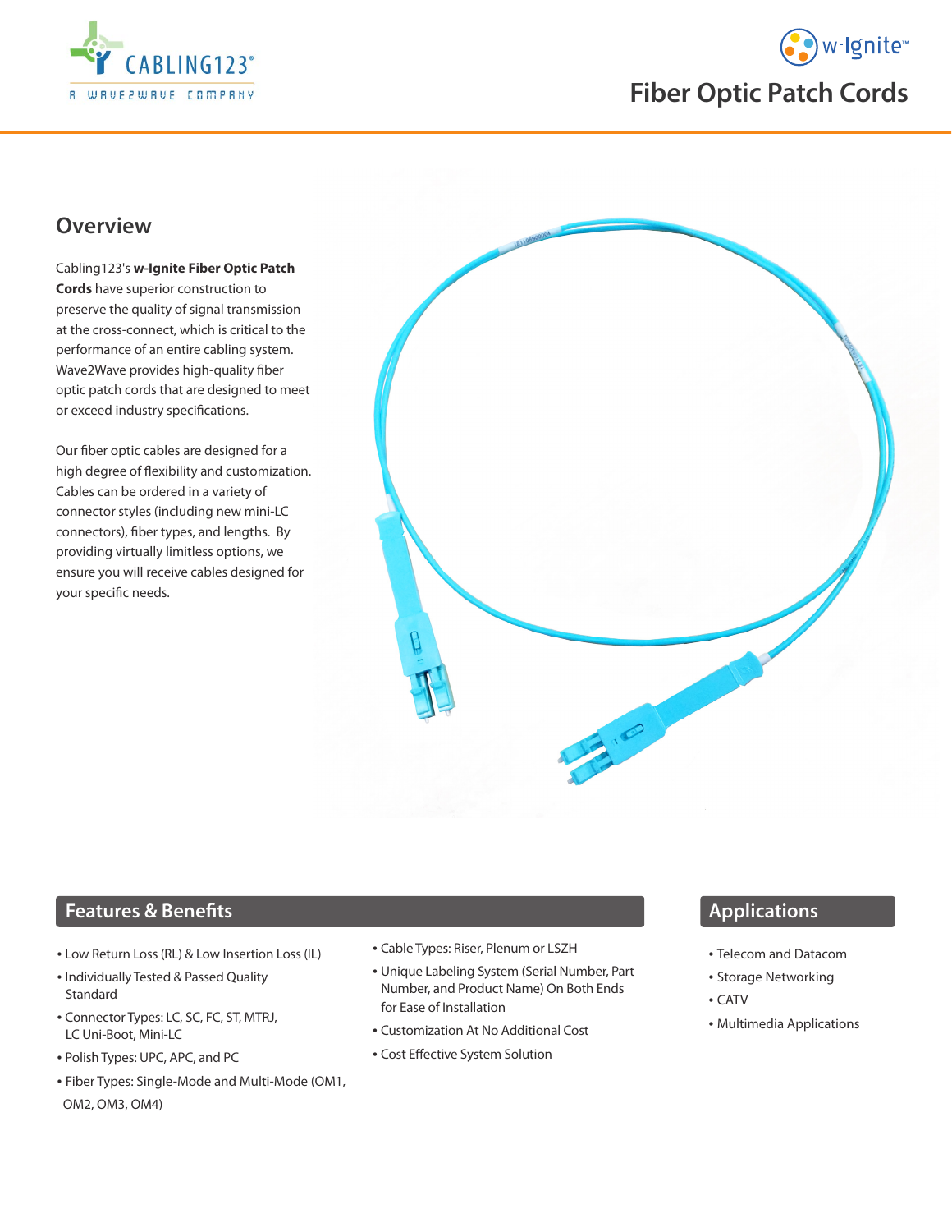# Fiber Optic Patch Cords

## Overview

Cabling123's **w-Ignite Fiber Optic Patch Cords** have superior construction to preserve the quality of signal transmission at the cross-connect, which is critical to the performance of an entire cabling system. Wave2Wave provides high-quality fiber optic patch cords that are designed to meet or exceed industry specifications.

Our fiber optic cables are designed for a high degree of flexibility and customization. Cables can be ordered in a variety of connector styles (including new mini-LC connectors), fiber types, and lengths. By providing virtually limitless options, we ensure you will receive cables designed for your specific needs.

## Features & Benefits

- Low Return Loss (RL) & Low Insertion Loss (IL)
- Individually Tested & Passed Quality Standard
- Connector Types: LC, SC, FC, ST, MTRJ, LC Uni-Boot, Mini-LC
- Polish Types: UPC, APC, and PC
- Fiber Types: Single-Mode and Multi-Mode (OM1, OM2, OM3, OM4)
- Cable Types: Riser, Plenum or LSZH
- Unique Labeling System (Serial Number, Part Number, and Product Name) On Both Ends for Ease of Installation
- Customization At No Additional Cost
- Cost Effective System Solution

## Applications

- Telecom and Datacom
- Storage Networking
- CATV
- Multimedia Applications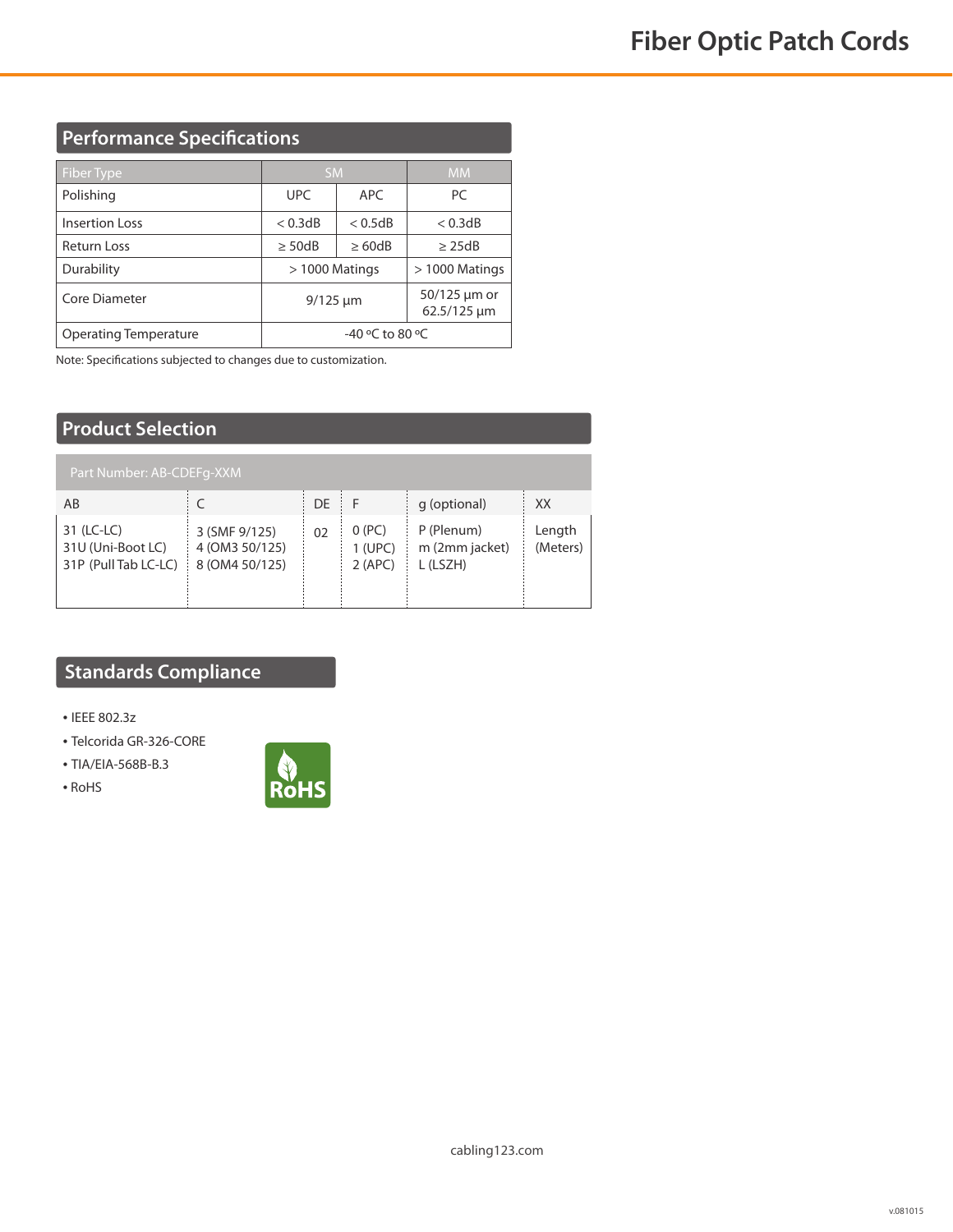# Fiber Optic Patch Cords

## Performance Specifications

| Fiber Type | SM | | MM |
|---|---|---|---|
| Polishing | UPC | APC | PC |
| Insertion Loss | < 0.3dB | < 0.5dB | < 0.3dB |
| Return Loss | ≥ 50dB | ≥ 60dB | ≥ 25dB |
| Durability | > 1000 Matings | | > 1000 Matings |
| Core Diameter | 9/125 µm | | 50/125 µm or 62.5/125 µm |
| Operating Temperature | -40 ºC to 80 ºC | | |

Note: Specifications subjected to changes due to customization.

## Product Selection

| Part Number: AB-CDEFg-XXM | | | | | |
|---|---|---|---|---|---|
| AB | C | DE | F | g (optional) | XX |
| 31 (LC-LC)<br>31U (Uni-Boot LC)<br>31P (Pull Tab LC-LC) | 3 (SMF 9/125)<br>4 (OM3 50/125)<br>8 (OM4 50/125) | 02 | 0 (PC)<br>1 (UPC)<br>2 (APC) | P (Plenum)<br>m (2mm jacket)<br>L (LSZH) | Length (Meters) |

## Standards Compliance

- IEEE 802.3z
- Telcorida GR-326-CORE
- TIA/EIA-568B-B.3
- RoHS

RoHS

cabling123.com

v.081015